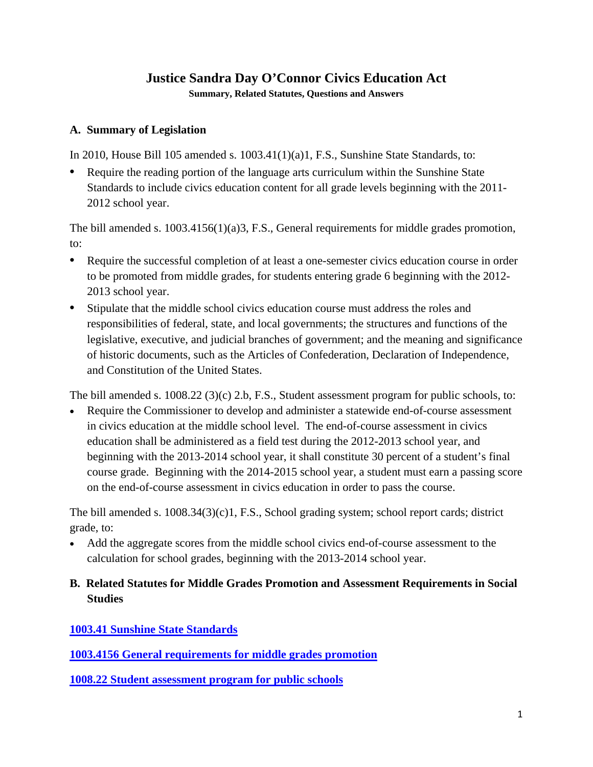# Justice Sandra Day O'Connor Civics Education Act

**Summary, Related Statutes, Questions and Answers**

## A. Summary of Legislation

In 2010, House Bill 105 amended s. 1003.41(1)(a)1, F.S., Sunshine State Standards, to:

- Require the reading portion of the language arts curriculum within the Sunshine State Standards to include civics education content for all grade levels beginning with the 2011-2012 school year.

The bill amended s. 1003.4156(1)(a)3, F.S., General requirements for middle grades promotion, to:

- Require the successful completion of at least a one-semester civics education course in order to be promoted from middle grades, for students entering grade 6 beginning with the 2012-2013 school year.
- Stipulate that the middle school civics education course must address the roles and responsibilities of federal, state, and local governments; the structures and functions of the legislative, executive, and judicial branches of government; and the meaning and significance of historic documents, such as the Articles of Confederation, Declaration of Independence, and Constitution of the United States.

The bill amended s. 1008.22 (3)(c) 2.b, F.S., Student assessment program for public schools, to:

- Require the Commissioner to develop and administer a statewide end-of-course assessment in civics education at the middle school level. The end-of-course assessment in civics education shall be administered as a field test during the 2012-2013 school year, and beginning with the 2013-2014 school year, it shall constitute 30 percent of a student's final course grade. Beginning with the 2014-2015 school year, a student must earn a passing score on the end-of-course assessment in civics education in order to pass the course.

The bill amended s. 1008.34(3)(c)1, F.S., School grading system; school report cards; district grade, to:

- Add the aggregate scores from the middle school civics end-of-course assessment to the calculation for school grades, beginning with the 2013-2014 school year.

## B. Related Statutes for Middle Grades Promotion and Assessment Requirements in Social Studies

**1003.41 Sunshine State Standards**

**1003.4156 General requirements for middle grades promotion**

**1008.22 Student assessment program for public schools**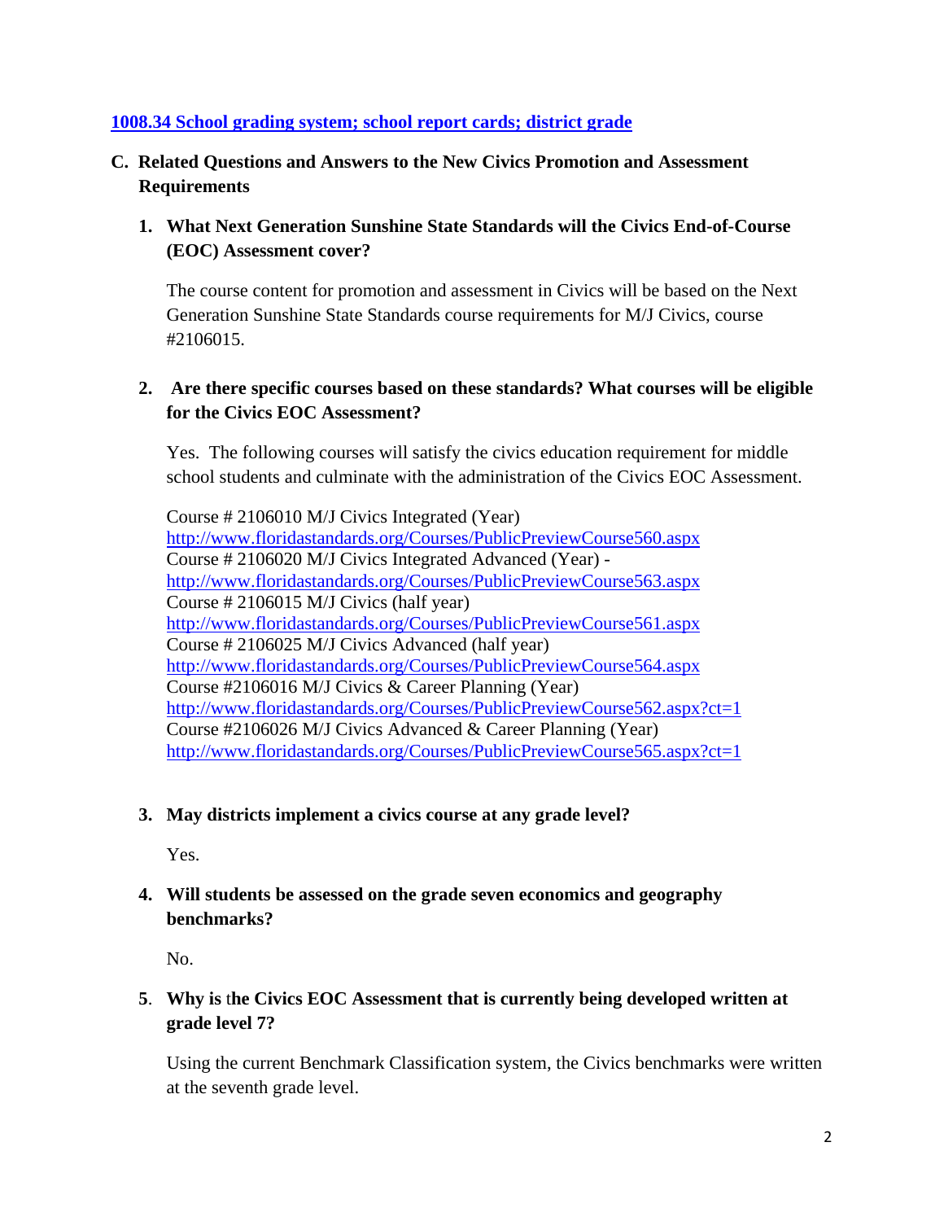[1008.34 School grading system; school report cards; district grade](http://www.flsenate.gov)

## C. Related Questions and Answers to the New Civics Promotion and Assessment Requirements

### 1. What Next Generation Sunshine State Standards will the Civics End-of-Course (EOC) Assessment cover?

The course content for promotion and assessment in Civics will be based on the Next Generation Sunshine State Standards course requirements for M/J Civics, course #2106015.

### 2. Are there specific courses based on these standards? What courses will be eligible for the Civics EOC Assessment?

Yes. The following courses will satisfy the civics education requirement for middle school students and culminate with the administration of the Civics EOC Assessment.

Course # 2106010 M/J Civics Integrated (Year)
http://www.floridastandards.org/Courses/PublicPreviewCourse560.aspx
Course # 2106020 M/J Civics Integrated Advanced (Year) -
http://www.floridastandards.org/Courses/PublicPreviewCourse563.aspx
Course # 2106015 M/J Civics (half year)
http://www.floridastandards.org/Courses/PublicPreviewCourse561.aspx
Course # 2106025 M/J Civics Advanced (half year)
http://www.floridastandards.org/Courses/PublicPreviewCourse564.aspx
Course #2106016 M/J Civics & Career Planning (Year)
http://www.floridastandards.org/Courses/PublicPreviewCourse562.aspx?ct=1
Course #2106026 M/J Civics Advanced & Career Planning (Year)
http://www.floridastandards.org/Courses/PublicPreviewCourse565.aspx?ct=1

### 3. May districts implement a civics course at any grade level?

Yes.

### 4. Will students be assessed on the grade seven economics and geography benchmarks?

No.

### 5. Why is the Civics EOC Assessment that is currently being developed written at grade level 7?

Using the current Benchmark Classification system, the Civics benchmarks were written at the seventh grade level.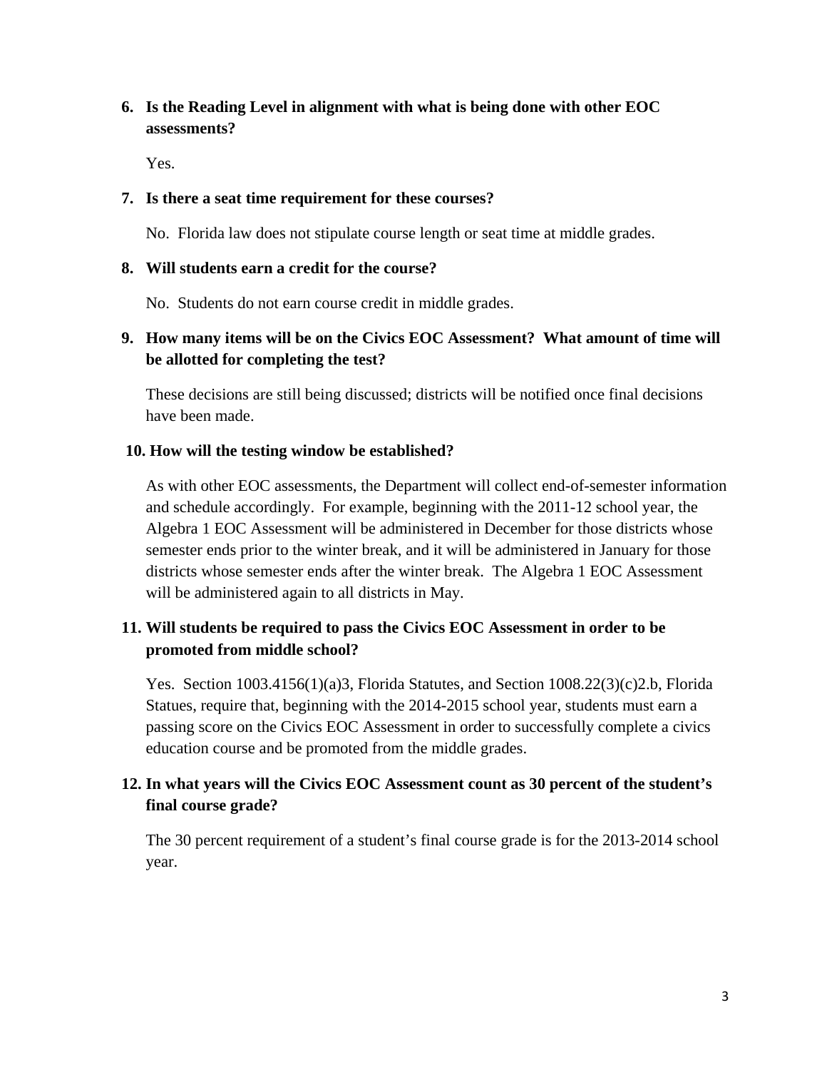6. **Is the Reading Level in alignment with what is being done with other EOC assessments?**

   Yes.

7. **Is there a seat time requirement for these courses?**

   No. Florida law does not stipulate course length or seat time at middle grades.

8. **Will students earn a credit for the course?**

   No. Students do not earn course credit in middle grades.

9. **How many items will be on the Civics EOC Assessment? What amount of time will be allotted for completing the test?**

   These decisions are still being discussed; districts will be notified once final decisions have been made.

10. **How will the testing window be established?**

    As with other EOC assessments, the Department will collect end-of-semester information and schedule accordingly. For example, beginning with the 2011-12 school year, the Algebra 1 EOC Assessment will be administered in December for those districts whose semester ends prior to the winter break, and it will be administered in January for those districts whose semester ends after the winter break. The Algebra 1 EOC Assessment will be administered again to all districts in May.

11. **Will students be required to pass the Civics EOC Assessment in order to be promoted from middle school?**

    Yes. Section 1003.4156(1)(a)3, Florida Statutes, and Section 1008.22(3)(c)2.b, Florida Statues, require that, beginning with the 2014-2015 school year, students must earn a passing score on the Civics EOC Assessment in order to successfully complete a civics education course and be promoted from the middle grades.

12. **In what years will the Civics EOC Assessment count as 30 percent of the student's final course grade?**

    The 30 percent requirement of a student's final course grade is for the 2013-2014 school year.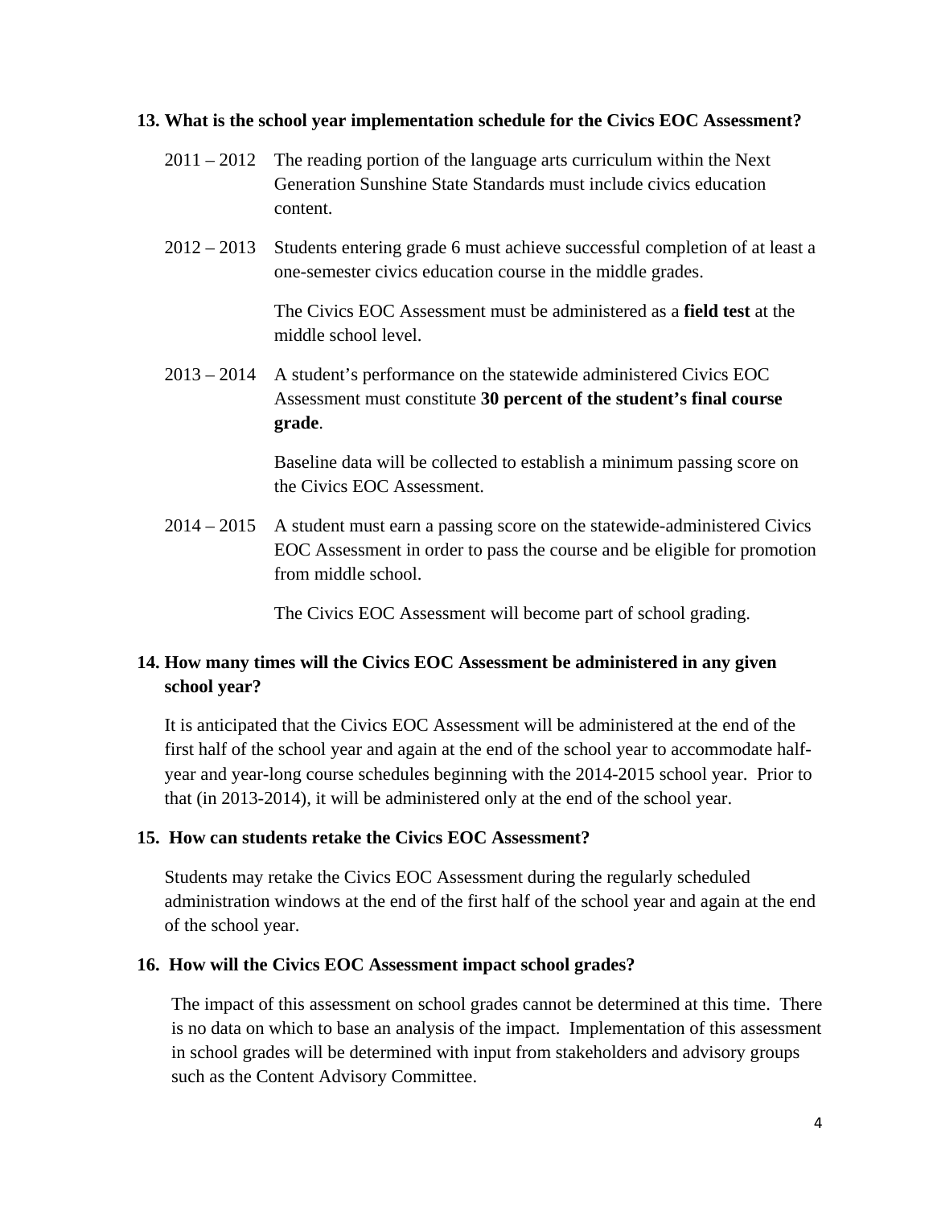**13. What is the school year implementation schedule for the Civics EOC Assessment?**

2011 – 2012 The reading portion of the language arts curriculum within the Next Generation Sunshine State Standards must include civics education content.

2012 – 2013 Students entering grade 6 must achieve successful completion of at least a one-semester civics education course in the middle grades.

The Civics EOC Assessment must be administered as a **field test** at the middle school level.

2013 – 2014 A student's performance on the statewide administered Civics EOC Assessment must constitute **30 percent of the student's final course grade**.

Baseline data will be collected to establish a minimum passing score on the Civics EOC Assessment.

2014 – 2015 A student must earn a passing score on the statewide-administered Civics EOC Assessment in order to pass the course and be eligible for promotion from middle school.

The Civics EOC Assessment will become part of school grading.

**14. How many times will the Civics EOC Assessment be administered in any given school year?**

It is anticipated that the Civics EOC Assessment will be administered at the end of the first half of the school year and again at the end of the school year to accommodate half-year and year-long course schedules beginning with the 2014-2015 school year. Prior to that (in 2013-2014), it will be administered only at the end of the school year.

**15. How can students retake the Civics EOC Assessment?**

Students may retake the Civics EOC Assessment during the regularly scheduled administration windows at the end of the first half of the school year and again at the end of the school year.

**16. How will the Civics EOC Assessment impact school grades?**

The impact of this assessment on school grades cannot be determined at this time. There is no data on which to base an analysis of the impact. Implementation of this assessment in school grades will be determined with input from stakeholders and advisory groups such as the Content Advisory Committee.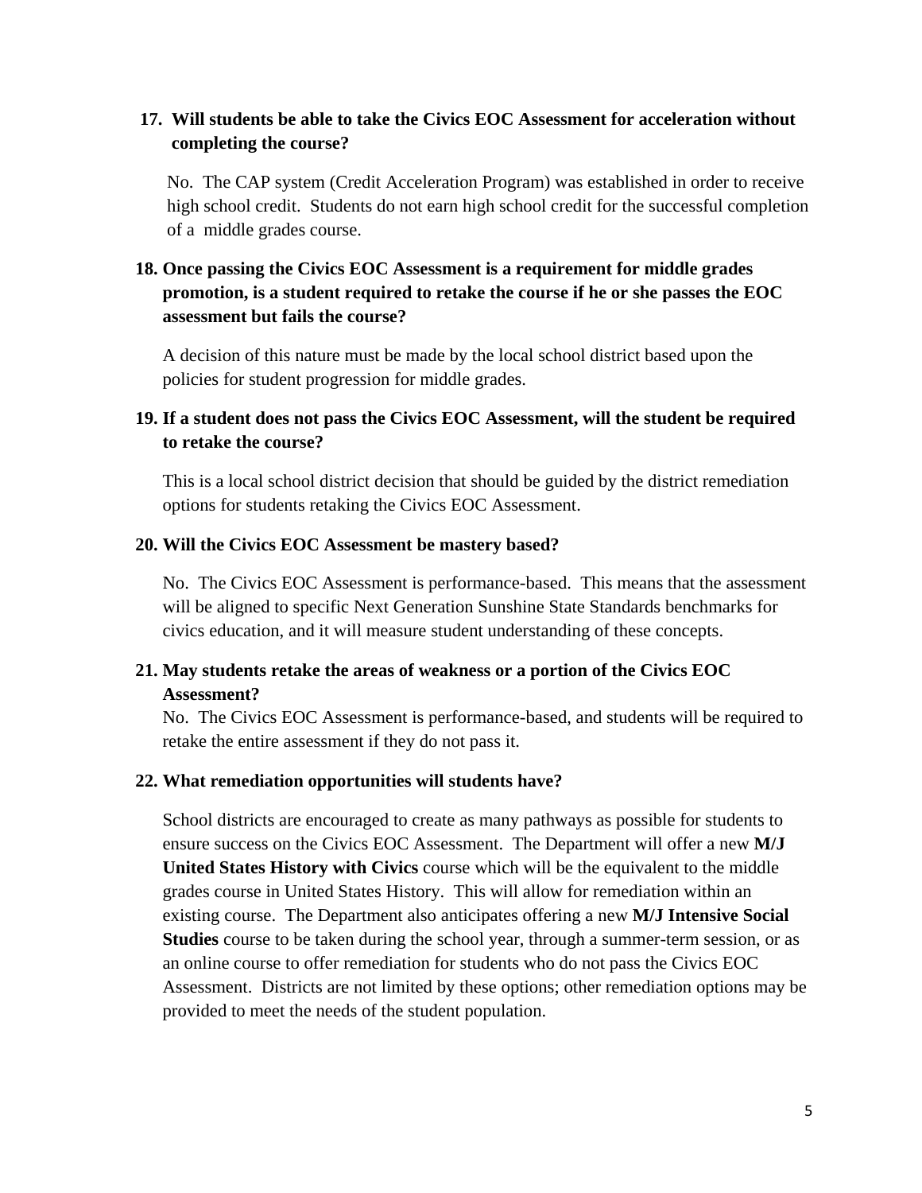**17. Will students be able to take the Civics EOC Assessment for acceleration without completing the course?**

No. The CAP system (Credit Acceleration Program) was established in order to receive high school credit. Students do not earn high school credit for the successful completion of a middle grades course.

**18. Once passing the Civics EOC Assessment is a requirement for middle grades promotion, is a student required to retake the course if he or she passes the EOC assessment but fails the course?**

A decision of this nature must be made by the local school district based upon the policies for student progression for middle grades.

**19. If a student does not pass the Civics EOC Assessment, will the student be required to retake the course?**

This is a local school district decision that should be guided by the district remediation options for students retaking the Civics EOC Assessment.

**20. Will the Civics EOC Assessment be mastery based?**

No. The Civics EOC Assessment is performance-based. This means that the assessment will be aligned to specific Next Generation Sunshine State Standards benchmarks for civics education, and it will measure student understanding of these concepts.

**21. May students retake the areas of weakness or a portion of the Civics EOC Assessment?**

No. The Civics EOC Assessment is performance-based, and students will be required to retake the entire assessment if they do not pass it.

**22. What remediation opportunities will students have?**

School districts are encouraged to create as many pathways as possible for students to ensure success on the Civics EOC Assessment. The Department will offer a new **M/J United States History with Civics** course which will be the equivalent to the middle grades course in United States History. This will allow for remediation within an existing course. The Department also anticipates offering a new **M/J Intensive Social Studies** course to be taken during the school year, through a summer-term session, or as an online course to offer remediation for students who do not pass the Civics EOC Assessment. Districts are not limited by these options; other remediation options may be provided to meet the needs of the student population.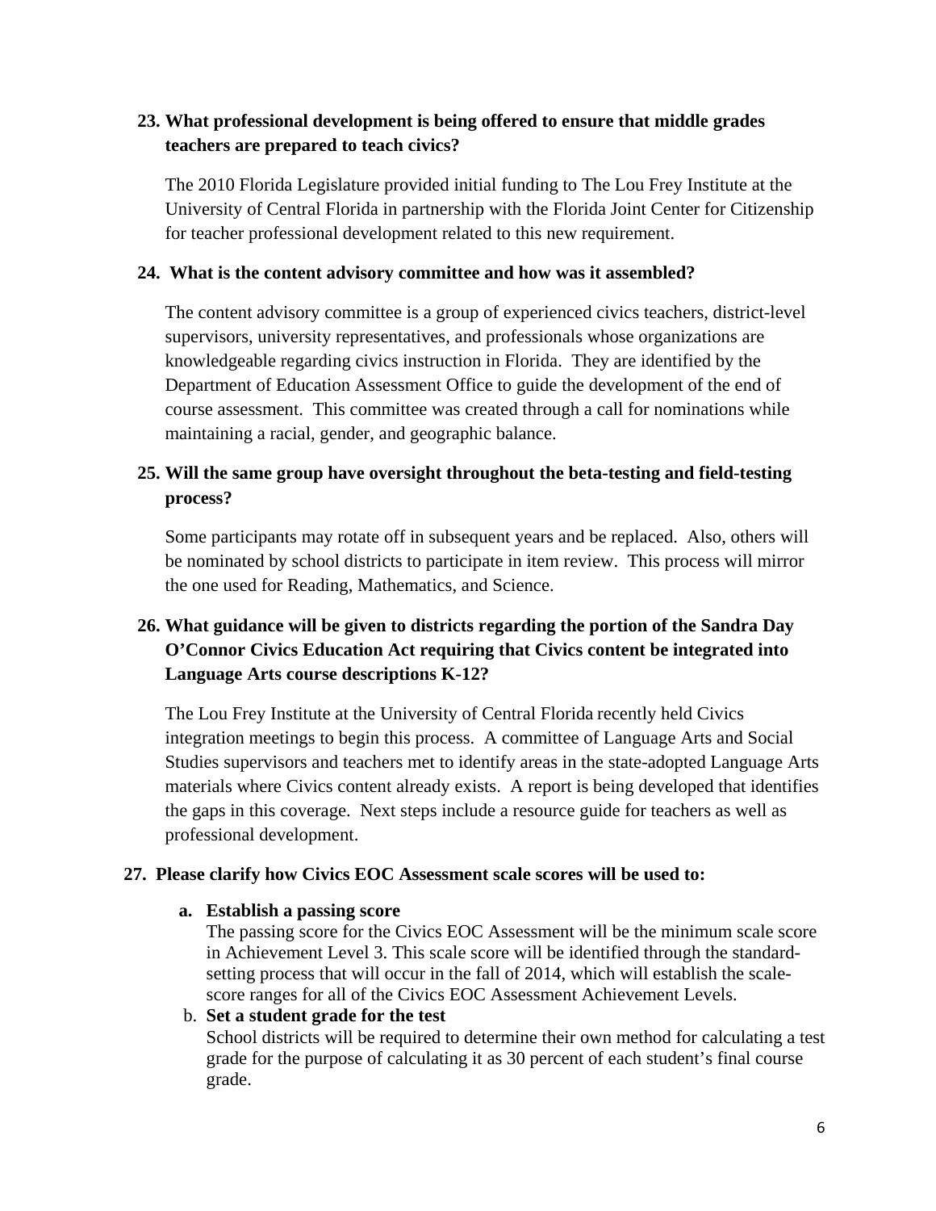**23. What professional development is being offered to ensure that middle grades teachers are prepared to teach civics?**

The 2010 Florida Legislature provided initial funding to The Lou Frey Institute at the University of Central Florida in partnership with the Florida Joint Center for Citizenship for teacher professional development related to this new requirement.

**24. What is the content advisory committee and how was it assembled?**

The content advisory committee is a group of experienced civics teachers, district-level supervisors, university representatives, and professionals whose organizations are knowledgeable regarding civics instruction in Florida. They are identified by the Department of Education Assessment Office to guide the development of the end of course assessment. This committee was created through a call for nominations while maintaining a racial, gender, and geographic balance.

**25. Will the same group have oversight throughout the beta-testing and field-testing process?**

Some participants may rotate off in subsequent years and be replaced. Also, others will be nominated by school districts to participate in item review. This process will mirror the one used for Reading, Mathematics, and Science.

**26. What guidance will be given to districts regarding the portion of the Sandra Day O'Connor Civics Education Act requiring that Civics content be integrated into Language Arts course descriptions K-12?**

The Lou Frey Institute at the University of Central Florida recently held Civics integration meetings to begin this process. A committee of Language Arts and Social Studies supervisors and teachers met to identify areas in the state-adopted Language Arts materials where Civics content already exists. A report is being developed that identifies the gaps in this coverage. Next steps include a resource guide for teachers as well as professional development.

**27. Please clarify how Civics EOC Assessment scale scores will be used to:**

a. **Establish a passing score**
   The passing score for the Civics EOC Assessment will be the minimum scale score in Achievement Level 3. This scale score will be identified through the standard-setting process that will occur in the fall of 2014, which will establish the scale-score ranges for all of the Civics EOC Assessment Achievement Levels.

b. **Set a student grade for the test**
   School districts will be required to determine their own method for calculating a test grade for the purpose of calculating it as 30 percent of each student's final course grade.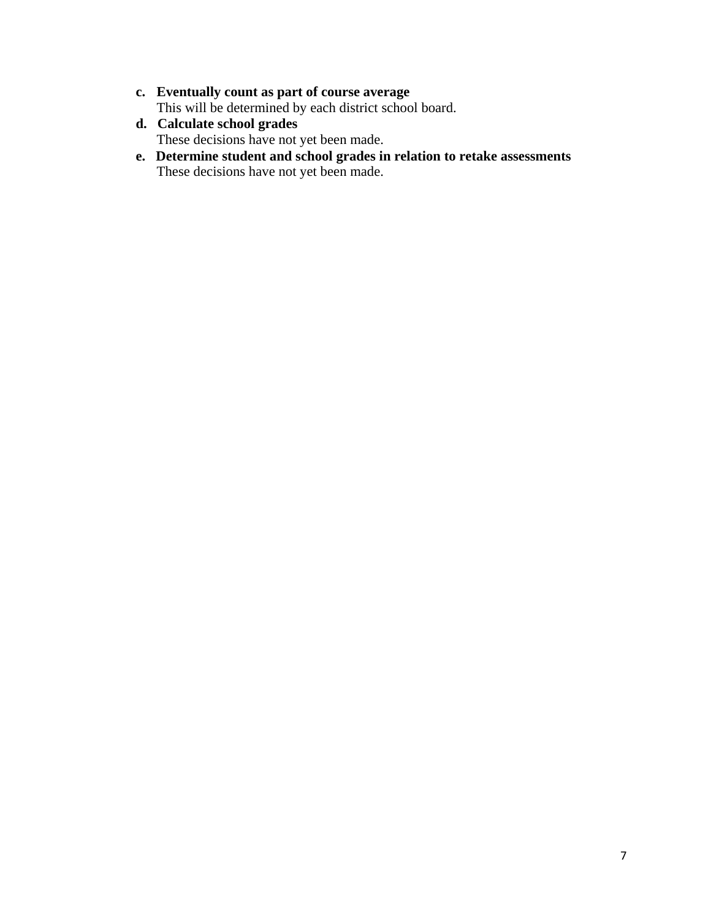c. **Eventually count as part of course average**
   This will be determined by each district school board.

d. **Calculate school grades**
   These decisions have not yet been made.

e. **Determine student and school grades in relation to retake assessments**
   These decisions have not yet been made.